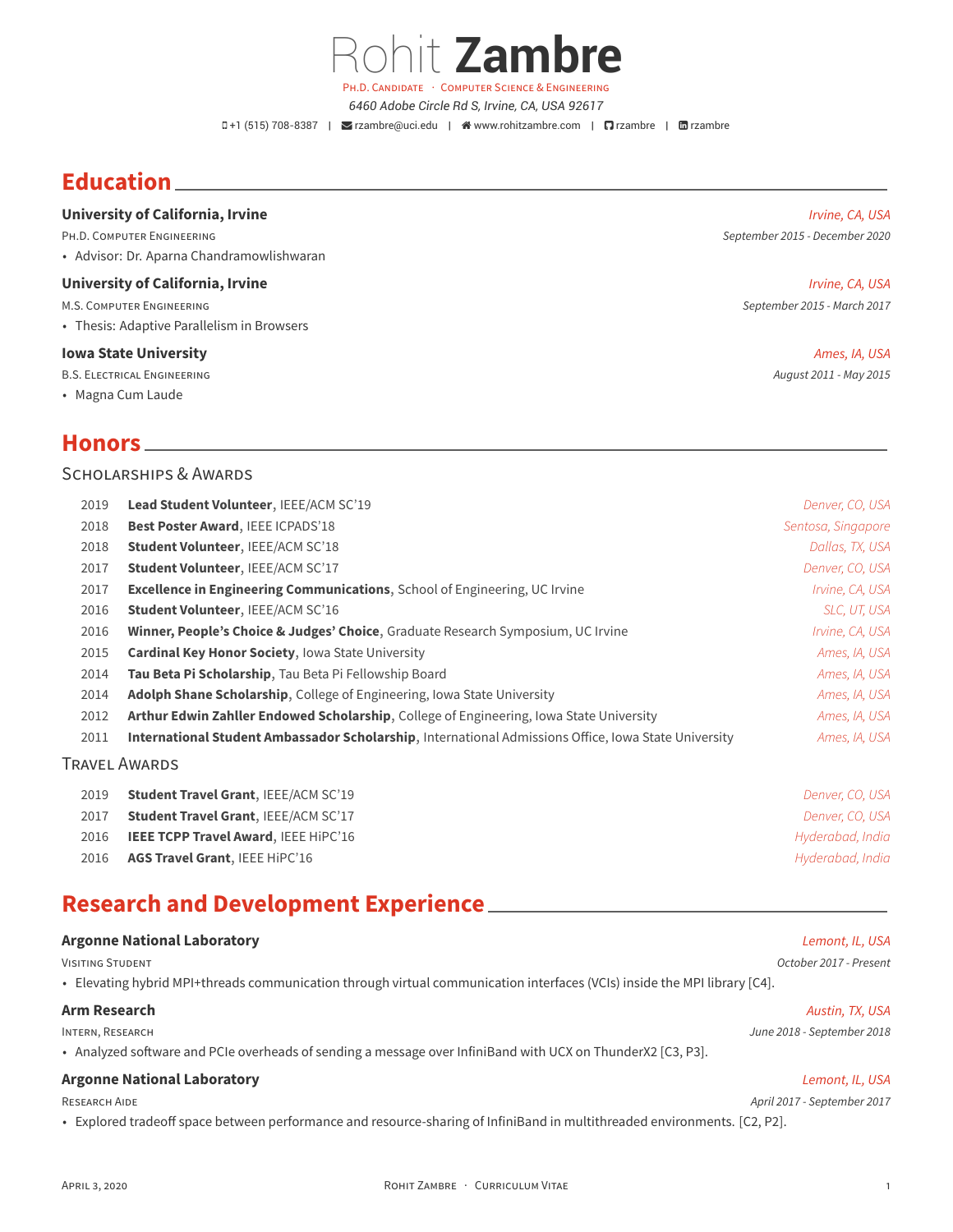# Rohit **Zambre**

Ph.D. Candidate · Computer Science & Engineering

*6460 Adobe Circle Rd S, Irvine, CA, USA 92617*

+1 (515) 708-8387 | rzambre@uci.edu | www.rohitzambre.com | rzambre | rzambre

## Education

**University of California, Irvine** — *Irvine, CA, USA*
Ph.D. Computer Engineering — *September 2015 - December 2020*
- Advisor: Dr. Aparna Chandramowlishwaran

**University of California, Irvine** — *Irvine, CA, USA*
M.S. Computer Engineering — *September 2015 - March 2017*
- Thesis: Adaptive Parallelism in Browsers

**Iowa State University** — *Ames, IA, USA*
B.S. Electrical Engineering — *August 2011 - May 2015*
- Magna Cum Laude

## Honors

### Scholarships & Awards

| | | |
|---|---|---|
| 2019 | **Lead Student Volunteer**, IEEE/ACM SC'19 | *Denver, CO, USA* |
| 2018 | **Best Poster Award**, IEEE ICPADS'18 | *Sentosa, Singapore* |
| 2018 | **Student Volunteer**, IEEE/ACM SC'18 | *Dallas, TX, USA* |
| 2017 | **Student Volunteer**, IEEE/ACM SC'17 | *Denver, CO, USA* |
| 2017 | **Excellence in Engineering Communications**, School of Engineering, UC Irvine | *Irvine, CA, USA* |
| 2016 | **Student Volunteer**, IEEE/ACM SC'16 | *SLC, UT, USA* |
| 2016 | **Winner, People's Choice & Judges' Choice**, Graduate Research Symposium, UC Irvine | *Irvine, CA, USA* |
| 2015 | **Cardinal Key Honor Society**, Iowa State University | *Ames, IA, USA* |
| 2014 | **Tau Beta Pi Scholarship**, Tau Beta Pi Fellowship Board | *Ames, IA, USA* |
| 2014 | **Adolph Shane Scholarship**, College of Engineering, Iowa State University | *Ames, IA, USA* |
| 2012 | **Arthur Edwin Zahller Endowed Scholarship**, College of Engineering, Iowa State University | *Ames, IA, USA* |
| 2011 | **International Student Ambassador Scholarship**, International Admissions Office, Iowa State University | *Ames, IA, USA* |

### Travel Awards

| | | |
|---|---|---|
| 2019 | **Student Travel Grant**, IEEE/ACM SC'19 | *Denver, CO, USA* |
| 2017 | **Student Travel Grant**, IEEE/ACM SC'17 | *Denver, CO, USA* |
| 2016 | **IEEE TCPP Travel Award**, IEEE HiPC'16 | *Hyderabad, India* |
| 2016 | **AGS Travel Grant**, IEEE HiPC'16 | *Hyderabad, India* |

## Research and Development Experience

**Argonne National Laboratory** — *Lemont, IL, USA*
Visiting Student — *October 2017 - Present*
- Elevating hybrid MPI+threads communication through virtual communication interfaces (VCIs) inside the MPI library [C4].

**Arm Research** — *Austin, TX, USA*
Intern, Research — *June 2018 - September 2018*
- Analyzed software and PCIe overheads of sending a message over InfiniBand with UCX on ThunderX2 [C3, P3].

**Argonne National Laboratory** — *Lemont, IL, USA*
Research Aide — *April 2017 - September 2017*
- Explored tradeoff space between performance and resource-sharing of InfiniBand in multithreaded environments. [C2, P2].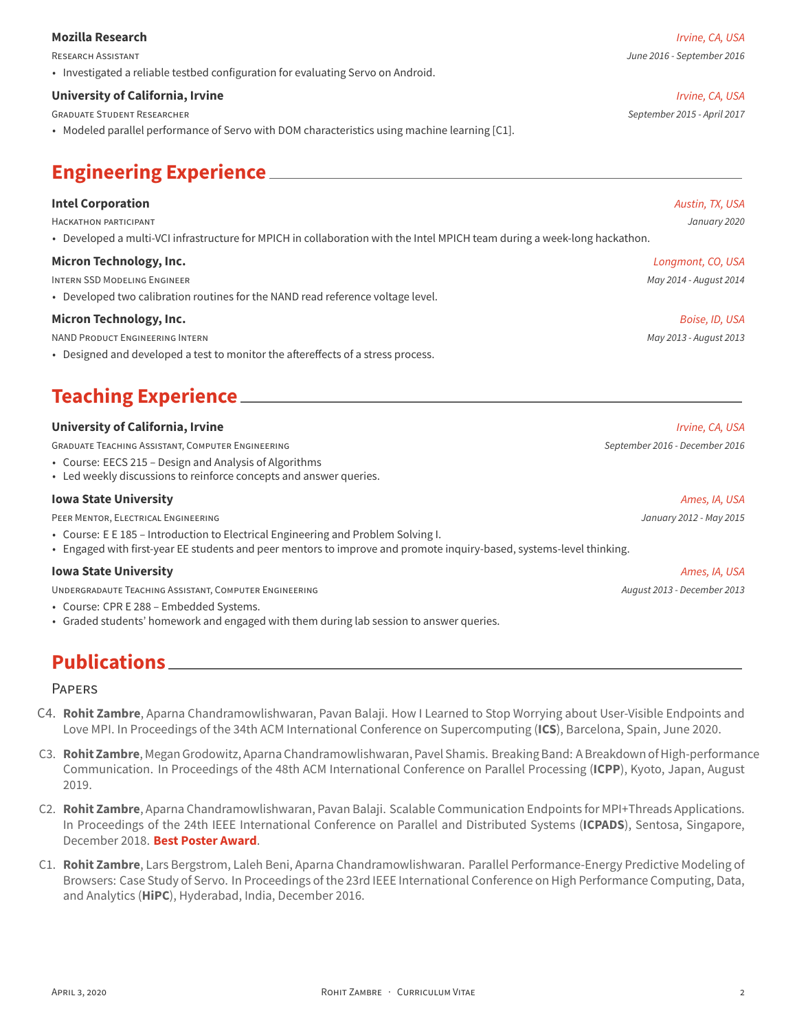**Mozilla Research** *Irvine, CA, USA*

Research Assistant *June 2016 - September 2016*

- Investigated a reliable testbed configuration for evaluating Servo on Android.

**University of California, Irvine** *Irvine, CA, USA*

Graduate Student Researcher *September 2015 - April 2017*

- Modeled parallel performance of Servo with DOM characteristics using machine learning [C1].

## Engineering Experience

**Intel Corporation** *Austin, TX, USA*

Hackathon participant *January 2020*

- Developed a multi-VCI infrastructure for MPICH in collaboration with the Intel MPICH team during a week-long hackathon.

**Micron Technology, Inc.** *Longmont, CO, USA*

Intern SSD Modeling Engineer *May 2014 - August 2014*

- Developed two calibration routines for the NAND read reference voltage level.

**Micron Technology, Inc.** *Boise, ID, USA*

NAND Product Engineering Intern *May 2013 - August 2013*

- Designed and developed a test to monitor the aftereffects of a stress process.

## Teaching Experience

**University of California, Irvine** *Irvine, CA, USA*

Graduate Teaching Assistant, Computer Engineering *September 2016 - December 2016*

- Course: EECS 215 – Design and Analysis of Algorithms
- Led weekly discussions to reinforce concepts and answer queries.

**Iowa State University** *Ames, IA, USA*

Peer Mentor, Electrical Engineering *January 2012 - May 2015*

- Course: E E 185 – Introduction to Electrical Engineering and Problem Solving I.
- Engaged with first-year EE students and peer mentors to improve and promote inquiry-based, systems-level thinking.

**Iowa State University** *Ames, IA, USA*

Undergradaute Teaching Assistant, Computer Engineering *August 2013 - December 2013*

- Course: CPR E 288 – Embedded Systems.
- Graded students' homework and engaged with them during lab session to answer queries.

## Publications

### Papers

C4. **Rohit Zambre**, Aparna Chandramowlishwaran, Pavan Balaji. How I Learned to Stop Worrying about User-Visible Endpoints and Love MPI. In Proceedings of the 34th ACM International Conference on Supercomputing (**ICS**), Barcelona, Spain, June 2020.

C3. **Rohit Zambre**, Megan Grodowitz, Aparna Chandramowlishwaran, Pavel Shamis. Breaking Band: A Breakdown of High-performance Communication. In Proceedings of the 48th ACM International Conference on Parallel Processing (**ICPP**), Kyoto, Japan, August 2019.

C2. **Rohit Zambre**, Aparna Chandramowlishwaran, Pavan Balaji. Scalable Communication Endpoints for MPI+Threads Applications. In Proceedings of the 24th IEEE International Conference on Parallel and Distributed Systems (**ICPADS**), Sentosa, Singapore, December 2018. **Best Poster Award**.

C1. **Rohit Zambre**, Lars Bergstrom, Laleh Beni, Aparna Chandramowlishwaran. Parallel Performance-Energy Predictive Modeling of Browsers: Case Study of Servo. In Proceedings of the 23rd IEEE International Conference on High Performance Computing, Data, and Analytics (**HiPC**), Hyderabad, India, December 2016.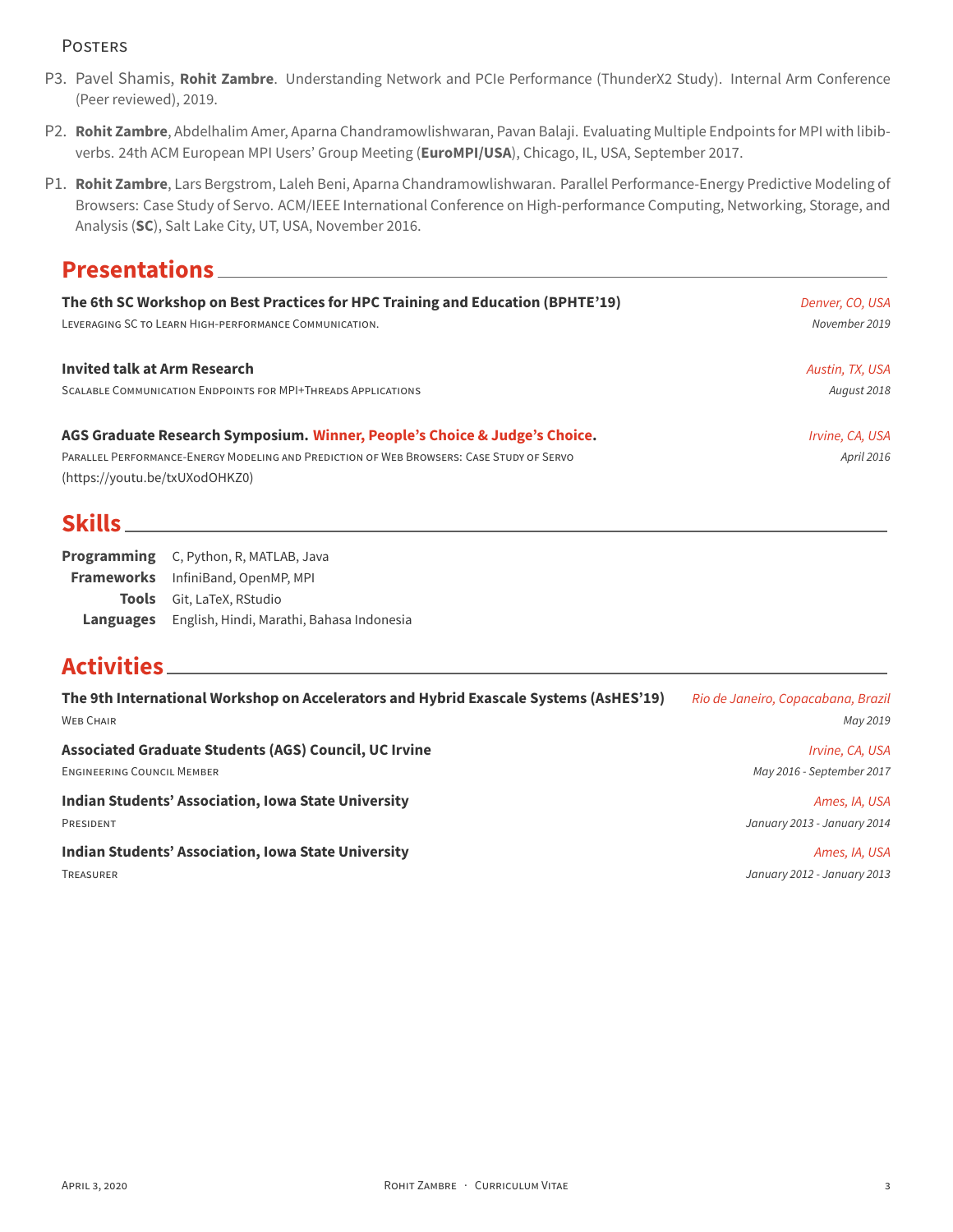### Posters

P3. Pavel Shamis, **Rohit Zambre**. Understanding Network and PCIe Performance (ThunderX2 Study). Internal Arm Conference (Peer reviewed), 2019.

P2. **Rohit Zambre**, Abdelhalim Amer, Aparna Chandramowlishwaran, Pavan Balaji. Evaluating Multiple Endpoints for MPI with libibverbs. 24th ACM European MPI Users' Group Meeting (**EuroMPI/USA**), Chicago, IL, USA, September 2017.

P1. **Rohit Zambre**, Lars Bergstrom, Laleh Beni, Aparna Chandramowlishwaran. Parallel Performance-Energy Predictive Modeling of Browsers: Case Study of Servo. ACM/IEEE International Conference on High-performance Computing, Networking, Storage, and Analysis (**SC**), Salt Lake City, UT, USA, November 2016.

## Presentations

**The 6th SC Workshop on Best Practices for HPC Training and Education (BPHTE'19)** — *Denver, CO, USA*
Leveraging SC to Learn High-performance Communication. — *November 2019*

**Invited talk at Arm Research** — *Austin, TX, USA*
Scalable Communication Endpoints for MPI+Threads Applications — *August 2018*

**AGS Graduate Research Symposium. Winner, People's Choice & Judge's Choice.** — *Irvine, CA, USA*
Parallel Performance-Energy Modeling and Prediction of Web Browsers: Case Study of Servo (https://youtu.be/txUXodOHKZ0) — *April 2016*

## Skills

**Programming** C, Python, R, MATLAB, Java
**Frameworks** InfiniBand, OpenMP, MPI
**Tools** Git, LaTeX, RStudio
**Languages** English, Hindi, Marathi, Bahasa Indonesia

## Activities

**The 9th International Workshop on Accelerators and Hybrid Exascale Systems (AsHES'19)** — *Rio de Janeiro, Copacabana, Brazil*
Web Chair — *May 2019*

**Associated Graduate Students (AGS) Council, UC Irvine** — *Irvine, CA, USA*
Engineering Council Member — *May 2016 - September 2017*

**Indian Students' Association, Iowa State University** — *Ames, IA, USA*
President — *January 2013 - January 2014*

**Indian Students' Association, Iowa State University** — *Ames, IA, USA*
Treasurer — *January 2012 - January 2013*